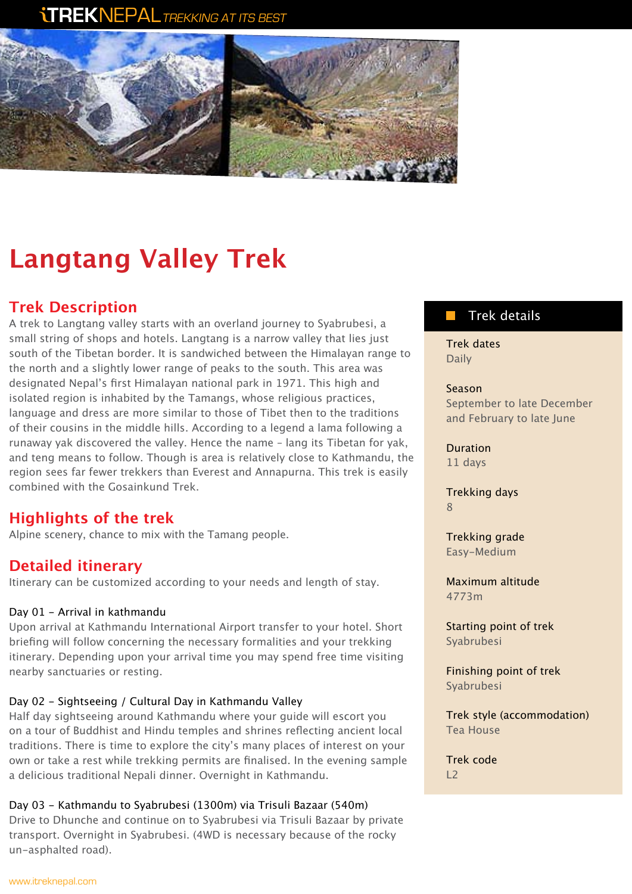# Langtang Valley Trek

## Trek Description

A trek to Langtang valley starts with an overland journey to Syabrubesi, a small string of shops and hotels. Langtang is a narrow valley that lies just south of the Tibetan border. It is sandwiched between the Himalayan range to the north and a slightly lower range of peaks to the south. This area was designated Nepal's first Himalayan national park in 1971. This high and isolated region is inhabited by the Tamangs, whose religious practices, language and dress are more similar to those of Tibet then to the traditions of their cousins in the middle hills. According to a legend a lama following a runaway yak discovered the valley. Hence the name - lang its Tibetan for yak, and teng means to follow. Though is area is relatively close to Kathmandu, the region sees far fewer trekkers than Everest and Annapurna. This trek is easily combined with the Gosainkund Trek.

## Highlights of the trek

Alpine scenery, chance to mix with the Tamang people.

## Detailed itinerary

Itinerary can be customized according to your needs and length of stay.

Day 01 - Arrival in kathmandu

Upon arrival at Kathmandu International Airport transfer to your hotel. Short briefing will follow concerning the necessary formalities and your trekking itinerary. Depending upon your arrival time you may spend free time visiting nearby sanctuaries or resting.

Day 02 - Sightseeing / Cultural Day in Kathmandu Valley

Half day sightseeing around Kathmandu where your guide will escort you on a tour of Buddhist and Hindu temples and shrines reflecting ancient local traditions. There is time to explore the city's many places of interest on your own or take a rest while trekking permits are finalised. In the evening sample a delicious traditional Nepali dinner. Overnight in Kathmandu.

Day 03 - Kathmandu to Syabrubesi (1300m) via Trisuli Bazaar (540m)

Drive to Dhunche and continue on to Syabrubesi via Trisuli Bazaar by private transport. Overnight in Syabrubesi. (4WD is necessary because of the rocky un-asphalted road).

### Trek details

Trek dates
Daily

Season
September to late December and February to late June

Duration
11 days

Trekking days
8

Trekking grade
Easy-Medium

Maximum altitude
4773m

Starting point of trek
Syabrubesi

Finishing point of trek
Syabrubesi

Trek style (accommodation)
Tea House

Trek code
L2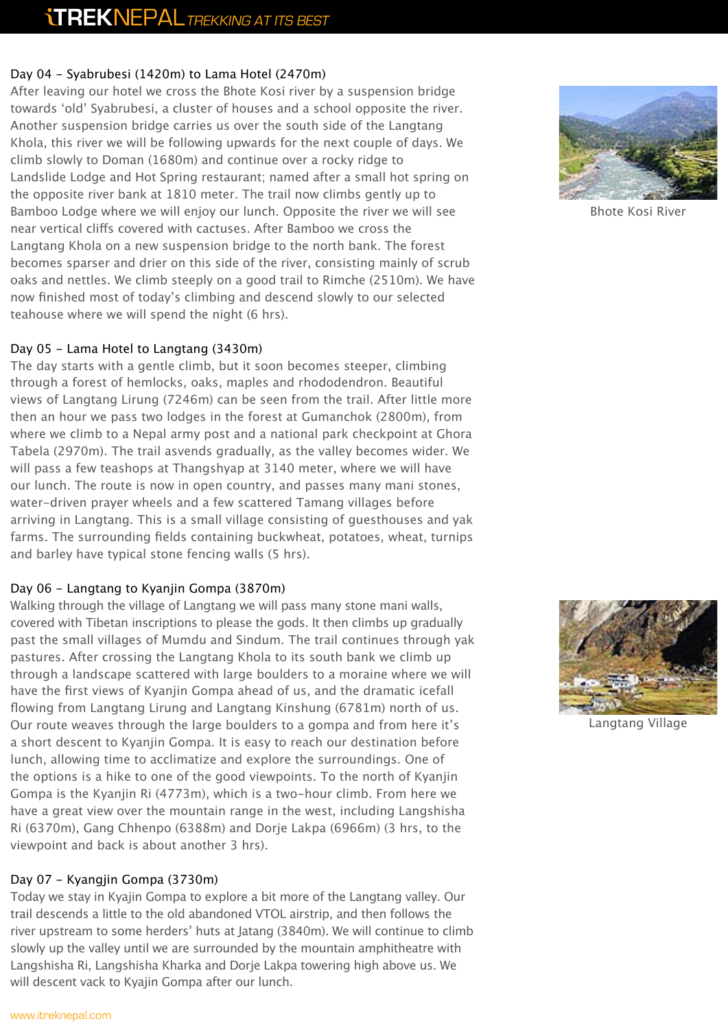### Day 04 - Syabrubesi (1420m) to Lama Hotel (2470m)

After leaving our hotel we cross the Bhote Kosi river by a suspension bridge towards 'old' Syabrubesi, a cluster of houses and a school opposite the river. Another suspension bridge carries us over the south side of the Langtang Khola, this river we will be following upwards for the next couple of days. We climb slowly to Doman (1680m) and continue over a rocky ridge to Landslide Lodge and Hot Spring restaurant; named after a small hot spring on the opposite river bank at 1810 meter. The trail now climbs gently up to Bamboo Lodge where we will enjoy our lunch. Opposite the river we will see near vertical cliffs covered with cactuses. After Bamboo we cross the Langtang Khola on a new suspension bridge to the north bank. The forest becomes sparser and drier on this side of the river, consisting mainly of scrub oaks and nettles. We climb steeply on a good trail to Rimche (2510m). We have now finished most of today's climbing and descend slowly to our selected teahouse where we will spend the night (6 hrs).

Bhote Kosi River

### Day 05 - Lama Hotel to Langtang (3430m)

The day starts with a gentle climb, but it soon becomes steeper, climbing through a forest of hemlocks, oaks, maples and rhododendron. Beautiful views of Langtang Lirung (7246m) can be seen from the trail. After little more then an hour we pass two lodges in the forest at Gumanchok (2800m), from where we climb to a Nepal army post and a national park checkpoint at Ghora Tabela (2970m). The trail asvends gradually, as the valley becomes wider. We will pass a few teashops at Thangshyap at 3140 meter, where we will have our lunch. The route is now in open country, and passes many mani stones, water-driven prayer wheels and a few scattered Tamang villages before arriving in Langtang. This is a small village consisting of guesthouses and yak farms. The surrounding fields containing buckwheat, potatoes, wheat, turnips and barley have typical stone fencing walls (5 hrs).

### Day 06 - Langtang to Kyanjin Gompa (3870m)

Walking through the village of Langtang we will pass many stone mani walls, covered with Tibetan inscriptions to please the gods. It then climbs up gradually past the small villages of Mumdu and Sindum. The trail continues through yak pastures. After crossing the Langtang Khola to its south bank we climb up through a landscape scattered with large boulders to a moraine where we will have the first views of Kyanjin Gompa ahead of us, and the dramatic icefall flowing from Langtang Lirung and Langtang Kinshung (6781m) north of us. Our route weaves through the large boulders to a gompa and from here it's a short descent to Kyanjin Gompa. It is easy to reach our destination before lunch, allowing time to acclimatize and explore the surroundings. One of the options is a hike to one of the good viewpoints. To the north of Kyanjin Gompa is the Kyanjin Ri (4773m), which is a two-hour climb. From here we have a great view over the mountain range in the west, including Langshisha Ri (6370m), Gang Chhenpo (6388m) and Dorje Lakpa (6966m) (3 hrs, to the viewpoint and back is about another 3 hrs).

Langtang Village

### Day 07 - Kyangjin Gompa (3730m)

Today we stay in Kyajin Gompa to explore a bit more of the Langtang valley. Our trail descends a little to the old abandoned VTOL airstrip, and then follows the river upstream to some herders' huts at Jatang (3840m). We will continue to climb slowly up the valley until we are surrounded by the mountain amphitheatre with Langshisha Ri, Langshisha Kharka and Dorje Lakpa towering high above us. We will descent vack to Kyajin Gompa after our lunch.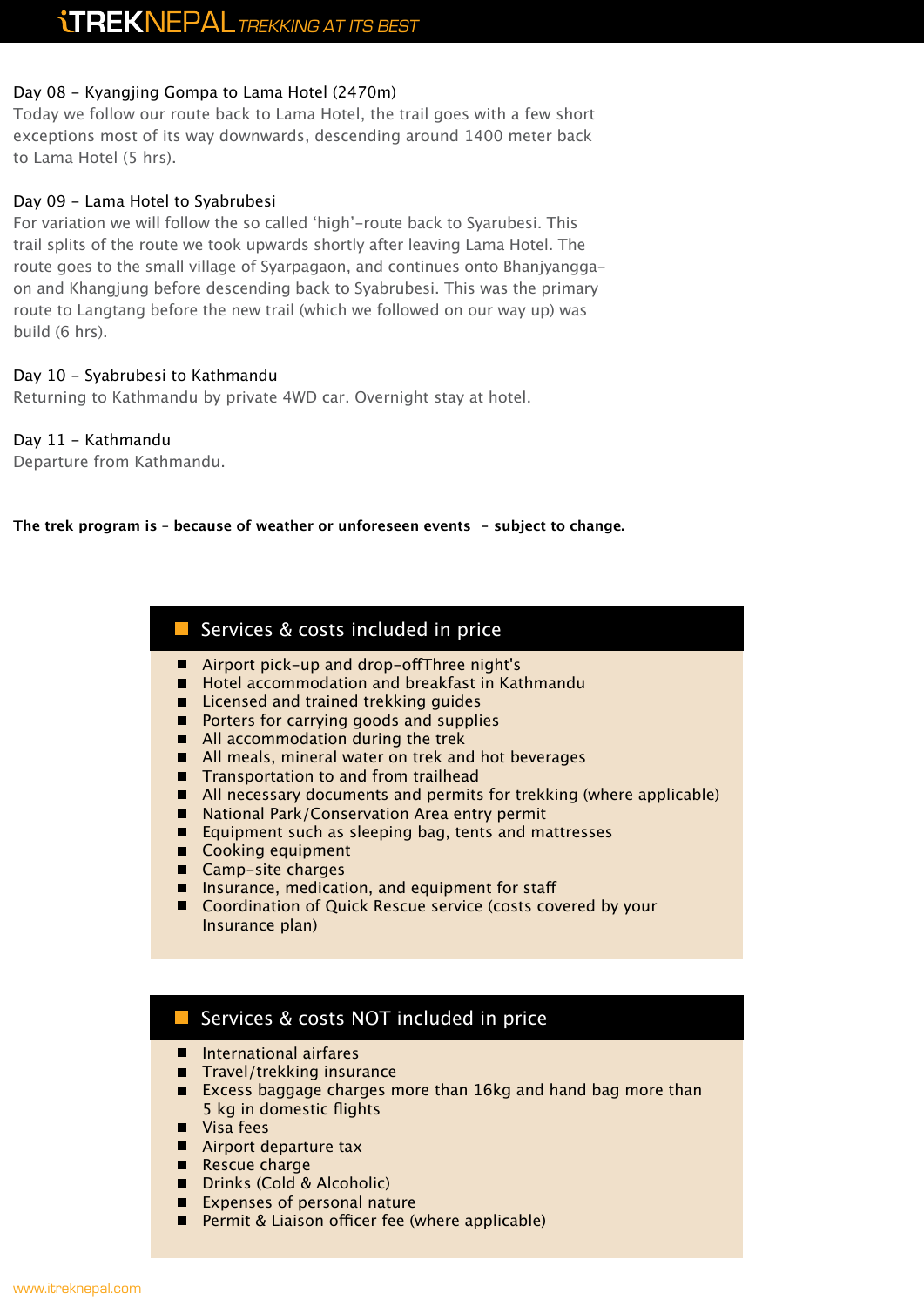**Day 08 – Kyangjing Gompa to Lama Hotel (2470m)**

Today we follow our route back to Lama Hotel, the trail goes with a few short exceptions most of its way downwards, descending around 1400 meter back to Lama Hotel (5 hrs).

**Day 09 – Lama Hotel to Syabrubesi**

For variation we will follow the so called 'high'-route back to Syarubesi. This trail splits of the route we took upwards shortly after leaving Lama Hotel. The route goes to the small village of Syarpagaon, and continues onto Bhanjyanggaon and Khangjung before descending back to Syabrubesi. This was the primary route to Langtang before the new trail (which we followed on our way up) was build (6 hrs).

**Day 10 – Syabrubesi to Kathmandu**

Returning to Kathmandu by private 4WD car. Overnight stay at hotel.

**Day 11 – Kathmandu**

Departure from Kathmandu.

**The trek program is – because of weather or unforeseen events – subject to change.**

## Services & costs included in price

- Airport pick-up and drop-offThree night's
- Hotel accommodation and breakfast in Kathmandu
- Licensed and trained trekking guides
- Porters for carrying goods and supplies
- All accommodation during the trek
- All meals, mineral water on trek and hot beverages
- Transportation to and from trailhead
- All necessary documents and permits for trekking (where applicable)
- National Park/Conservation Area entry permit
- Equipment such as sleeping bag, tents and mattresses
- Cooking equipment
- Camp-site charges
- Insurance, medication, and equipment for staff
- Coordination of Quick Rescue service (costs covered by your Insurance plan)

## Services & costs NOT included in price

- International airfares
- Travel/trekking insurance
- Excess baggage charges more than 16kg and hand bag more than 5 kg in domestic flights
- Visa fees
- Airport departure tax
- Rescue charge
- Drinks (Cold & Alcoholic)
- Expenses of personal nature
- Permit & Liaison officer fee (where applicable)